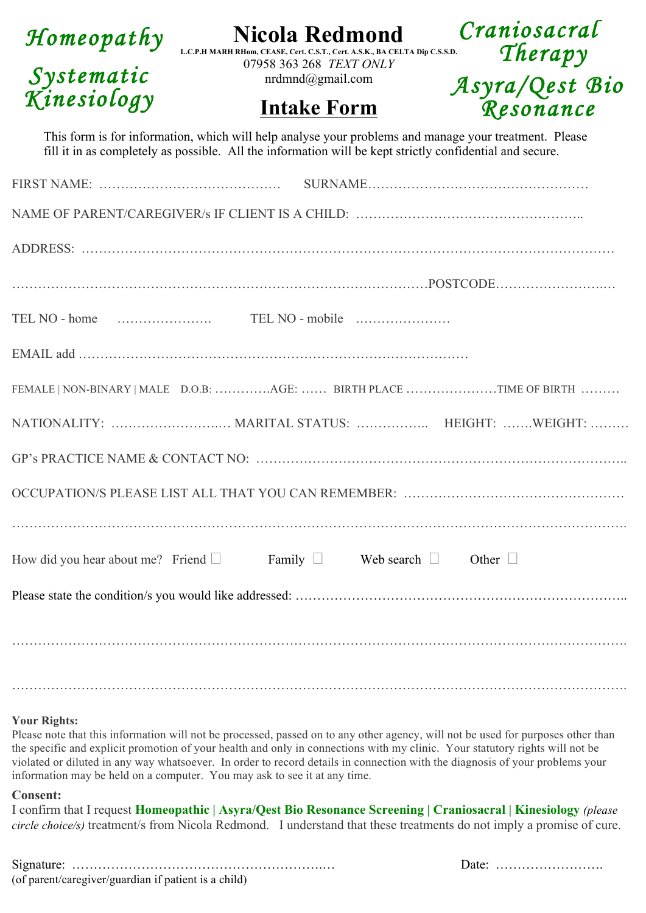**Homeopathy**

**Systematic Kinesiology**

# Nicola Redmond

L.C.P.H MARH RHom, CEASE, Cert. C.S.T., Cert. A.S.K., BA CELTA Dip C.S.S.D.

07958 363 268 *TEXT ONLY*

nrdmnd@gmail.com

**Craniosacral Therapy**

**Asyra/Qest Bio Resonance**

## Intake Form

This form is for information, which will help analyse your problems and manage your treatment. Please fill it in as completely as possible. All the information will be kept strictly confidential and secure.

FIRST NAME: …………………………………… SURNAME……………………………………………

NAME OF PARENT/CAREGIVER/s IF CLIENT IS A CHILD: ……………………………………………..

ADDRESS: ………………………………………………………………………………………………………

…………………………………………………………………………………POSTCODE……………………..…

TEL NO - home …………………. TEL NO - mobile …………………

EMAIL add ……………………………………………………………………………

FEMALE | NON-BINARY | MALE D.O.B: ………….AGE: …… BIRTH PLACE …………………TIME OF BIRTH ………

NATIONALITY: ……………………..… MARITAL STATUS: …………….. HEIGHT: …….WEIGHT: ………

GP's PRACTICE NAME & CONTACT NO: ………………………………………………………………………..

OCCUPATION/S PLEASE LIST ALL THAT YOU CAN REMEMBER: ……………………………………………

……………………………………………………………………………………………………………………….

How did you hear about me? Friend ☐ Family ☐ Web search ☐ Other ☐

Please state the condition/s you would like addressed: ………………………………………………………………..

……………………………………………………………………………………………………………………….

……………………………………………………………………………………………………………………….

**Your Rights:**

Please note that this information will not be processed, passed on to any other agency, will not be used for purposes other than the specific and explicit promotion of your health and only in connections with my clinic. Your statutory rights will not be violated or diluted in any way whatsoever. In order to record details in connection with the diagnosis of your problems your information may be held on a computer. You may ask to see it at any time.

**Consent:**

I confirm that I request **Homeopathic | Asyra/Qest Bio Resonance Screening | Craniosacral | Kinesiology** *(please circle choice/s)* treatment/s from Nicola Redmond. I understand that these treatments do not imply a promise of cure.

Signature: ……………………………………………….…… Date: …………………….

(of parent/caregiver/guardian if patient is a child)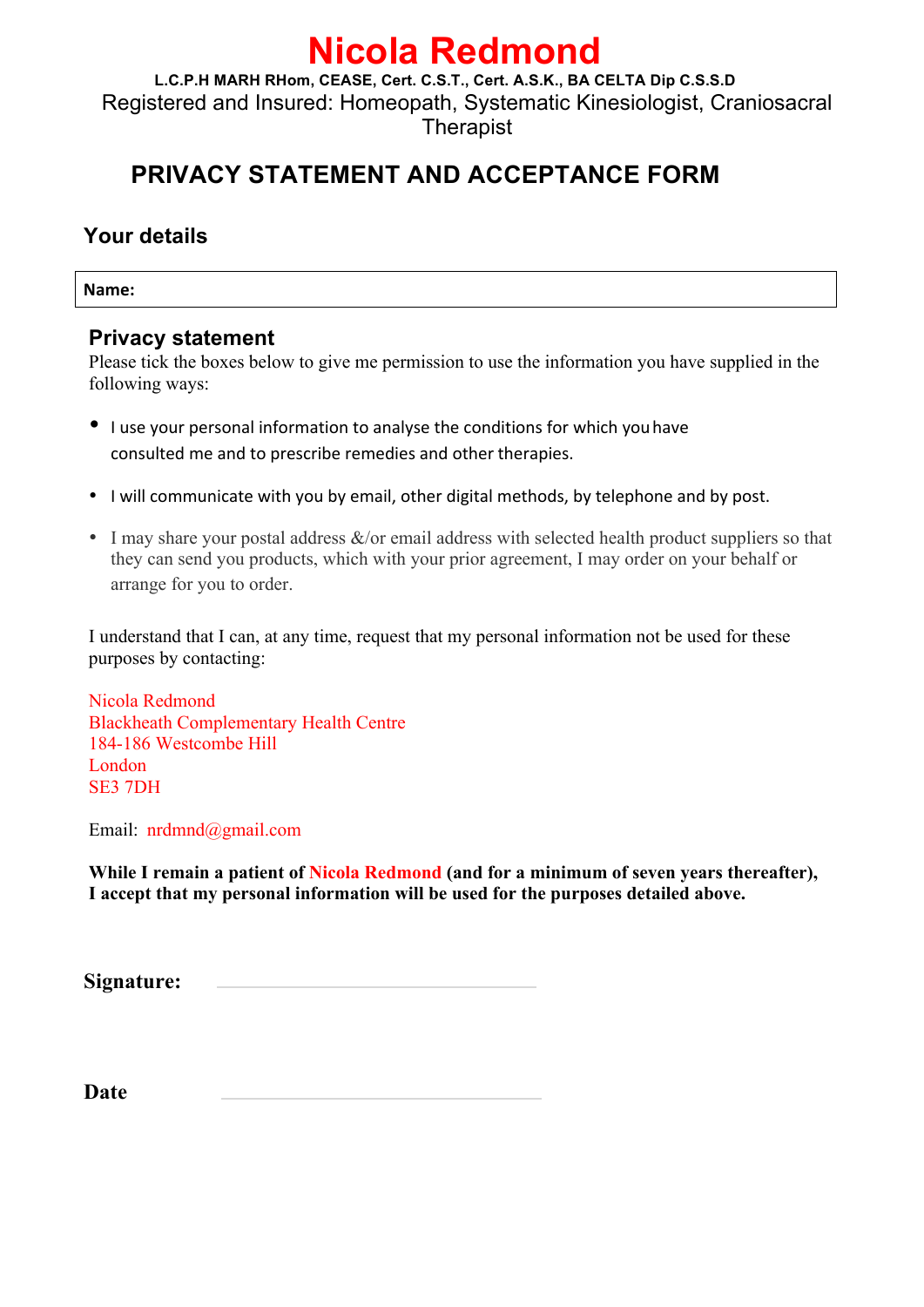# Nicola Redmond

**L.C.P.H MARH RHom, CEASE, Cert. C.S.T., Cert. A.S.K., BA CELTA Dip C.S.S.D**

Registered and Insured: Homeopath, Systematic Kinesiologist, Craniosacral Therapist

## PRIVACY STATEMENT AND ACCEPTANCE FORM

### Your details

| **Name:** |
|---|

### Privacy statement

Please tick the boxes below to give me permission to use the information you have supplied in the following ways:

- I use your personal information to analyse the conditions for which you have consulted me and to prescribe remedies and other therapies.
- I will communicate with you by email, other digital methods, by telephone and by post.
- I may share your postal address &/or email address with selected health product suppliers so that they can send you products, which with your prior agreement, I may order on your behalf or arrange for you to order.

I understand that I can, at any time, request that my personal information not be used for these purposes by contacting:

Nicola Redmond
Blackheath Complementary Health Centre
184-186 Westcombe Hill
London
SE3 7DH

Email: nrdmnd@gmail.com

**While I remain a patient of Nicola Redmond (and for a minimum of seven years thereafter), I accept that my personal information will be used for the purposes detailed above.**

**Signature:** ____________________

**Date** ____________________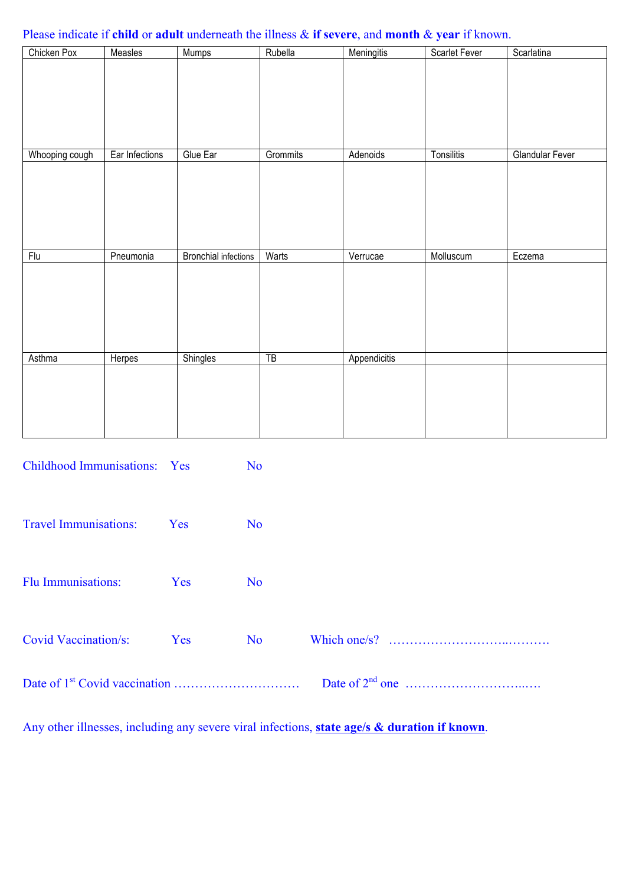Please indicate if **child** or **adult** underneath the illness & **if severe**, and **month** & **year** if known.

| Chicken Pox | Measles | Mumps | Rubella | Meningitis | Scarlet Fever | Scarlatina |
|---|---|---|---|---|---|---|
| | | | | | | |
| Whooping cough | Ear Infections | Glue Ear | Grommits | Adenoids | Tonsilitis | Glandular Fever |
| | | | | | | |
| Flu | Pneumonia | Bronchial infections | Warts | Verrucae | Molluscum | Eczema |
| | | | | | | |
| Asthma | Herpes | Shingles | TB | Appendicitis | | |
| | | | | | | |

Childhood Immunisations: Yes No

Travel Immunisations: Yes No

Flu Immunisations: Yes No

Covid Vaccination/s: Yes No Which one/s? …………………………..……….

Date of 1st Covid vaccination ………………………… Date of 2nd one ………………………..….

Any other illnesses, including any severe viral infections, **state age/s & duration if known**.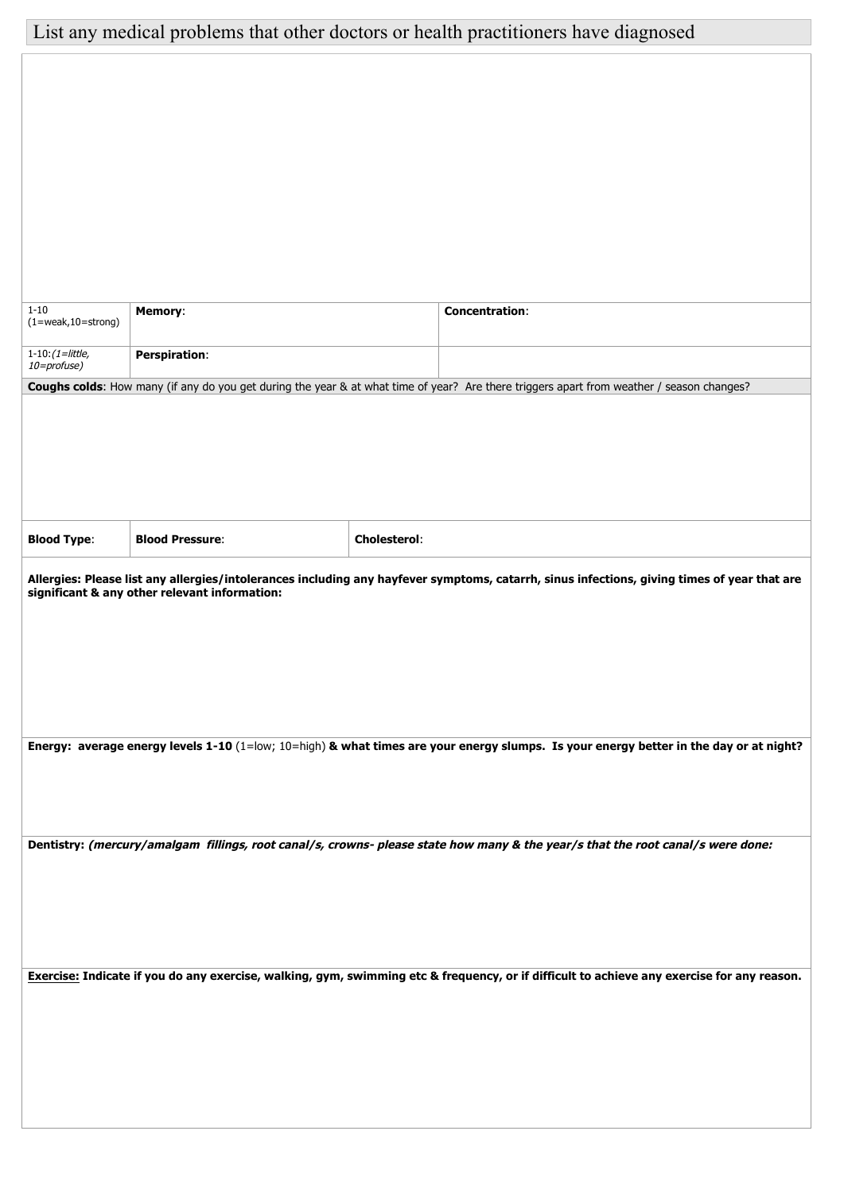## List any medical problems that other doctors or health practitioners have diagnosed

| | | | |
|---|---|---|---|
| 1-10 (1=weak,10=strong) | **Memory**: | | **Concentration**: |
| 1-10: *(1=little, 10=profuse)* | **Perspiration**: | | |

**Coughs colds**: How many (if any do you get during the year & at what time of year? Are there triggers apart from weather / season changes?

| | | | |
|---|---|---|---|
| **Blood Type**: | **Blood Pressure**: | **Cholesterol**: | |

**Allergies: Please list any allergies/intolerances including any hayfever symptoms, catarrh, sinus infections, giving times of year that are significant & any other relevant information:**

**Energy: average energy levels 1-10** (1=low; 10=high) **& what times are your energy slumps. Is your energy better in the day or at night?**

**Dentistry: *(mercury/amalgam fillings, root canal/s, crowns- please state how many & the year/s that the root canal/s were done:***

**<u>Exercise:</u> Indicate if you do any exercise, walking, gym, swimming etc & frequency, or if difficult to achieve any exercise for any reason.**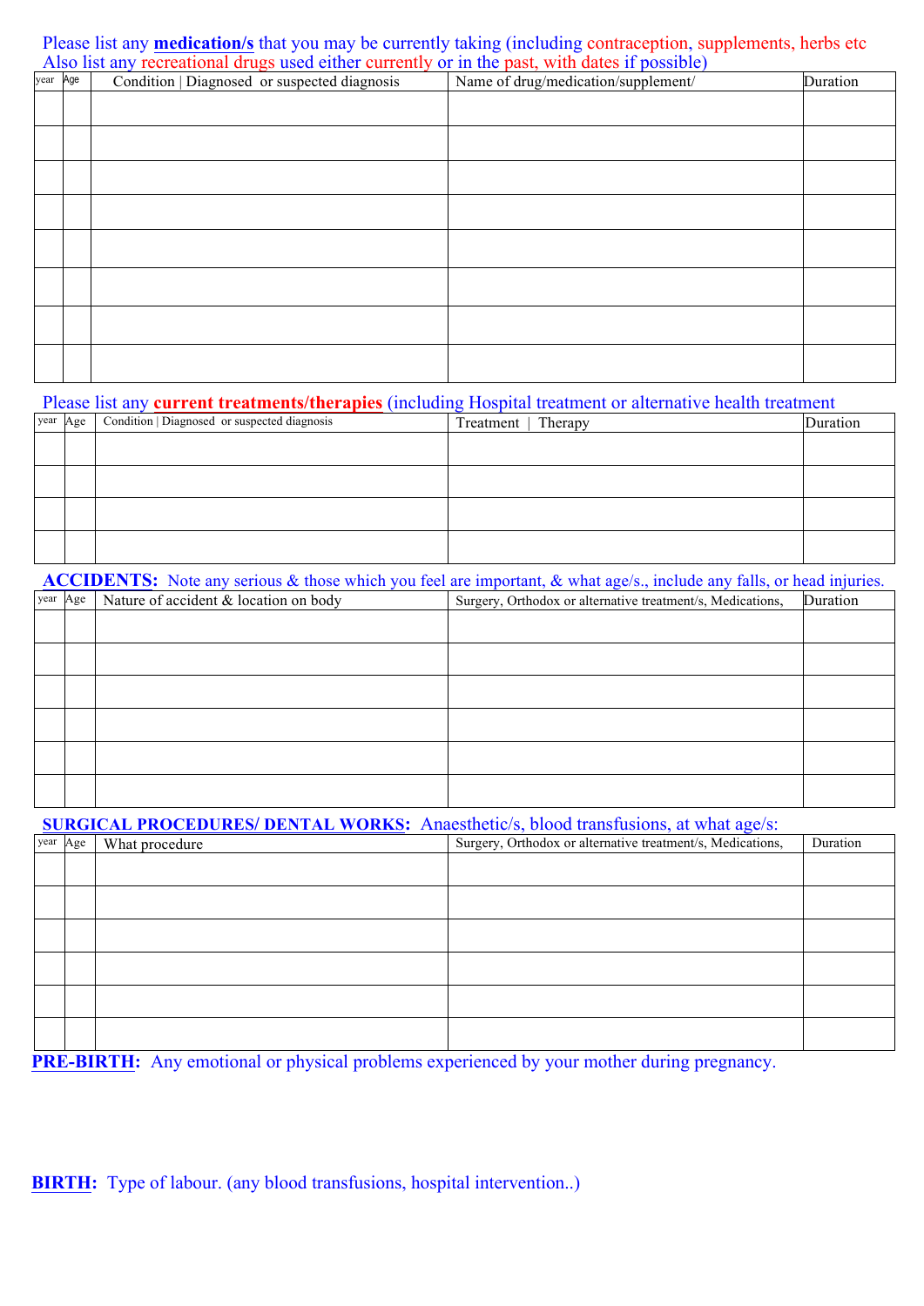Please list any **medication/s** that you may be currently taking (including contraception, supplements, herbs etc
Also list any recreational drugs used either currently or in the past, with dates if possible)

| year | Age | Condition \| Diagnosed or suspected diagnosis | Name of drug/medication/supplement/ | Duration |
|---|---|---|---|---|
| | | | | |
| | | | | |
| | | | | |
| | | | | |
| | | | | |
| | | | | |
| | | | | |
| | | | | |

Please list any **current treatments/therapies** (including Hospital treatment or alternative health treatment

| year | Age | Condition \| Diagnosed or suspected diagnosis | Treatment \| Therapy | Duration |
|---|---|---|---|---|
| | | | | |
| | | | | |
| | | | | |
| | | | | |

**ACCIDENTS:** Note any serious & those which you feel are important, & what age/s., include any falls, or head injuries.

| year | Age | Nature of accident & location on body | Surgery, Orthodox or alternative treatment/s, Medications, | Duration |
|---|---|---|---|---|
| | | | | |
| | | | | |
| | | | | |
| | | | | |
| | | | | |
| | | | | |

**SURGICAL PROCEDURES/ DENTAL WORKS:** Anaesthetic/s, blood transfusions, at what age/s:

| year | Age | What procedure | Surgery, Orthodox or alternative treatment/s, Medications, | Duration |
|---|---|---|---|---|
| | | | | |
| | | | | |
| | | | | |
| | | | | |
| | | | | |
| | | | | |

**PRE-BIRTH:** Any emotional or physical problems experienced by your mother during pregnancy.

**BIRTH:** Type of labour. (any blood transfusions, hospital intervention..)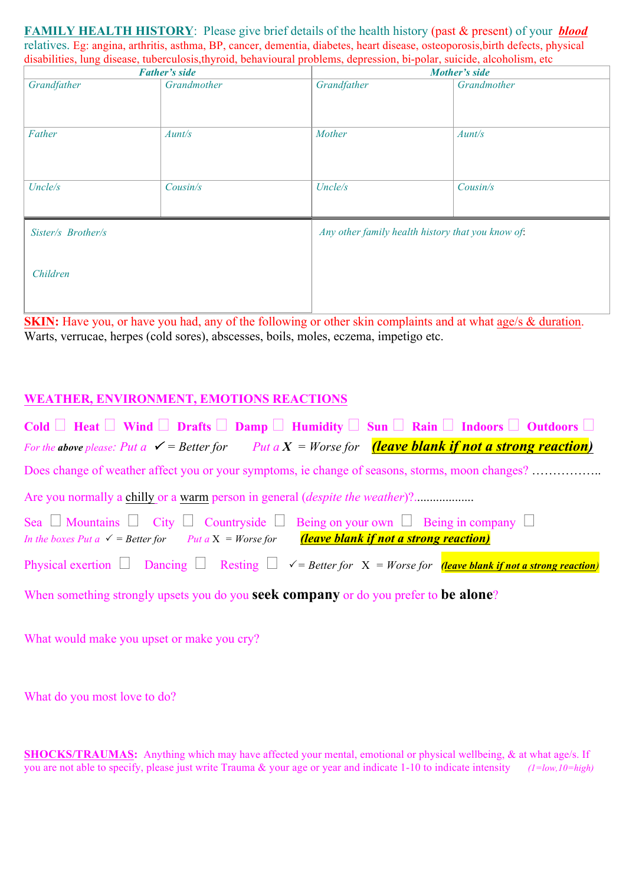**FAMILY HEALTH HISTORY**: Please give brief details of the health history (past & present) of your ***blood*** relatives. Eg: angina, arthritis, asthma, BP, cancer, dementia, diabetes, heart disease, osteoporosis,birth defects, physical disabilities, lung disease, tuberculosis,thyroid, behavioural problems, depression, bi-polar, suicide, alcoholism, etc

| *Father's side* | | *Mother's side* | |
|---|---|---|---|
| *Grandfather* | *Grandmother* | *Grandfather* | *Grandmother* |
| *Father* | *Aunt/s* | *Mother* | *Aunt/s* |
| *Uncle/s* | *Cousin/s* | *Uncle/s* | *Cousin/s* |

| | |
|---|---|
| *Sister/s Brother/s*<br><br>*Children* | *Any other family health history that you know of*: |

**SKIN:** Have you, or have you had, any of the following or other skin complaints and at what age/s & duration. Warts, verrucae, herpes (cold sores), abscesses, boils, moles, eczema, impetigo etc.

**WEATHER, ENVIRONMENT, EMOTIONS REACTIONS**

**Cold** ☐ **Heat** ☐ **Wind** ☐ **Drafts** ☐ **Damp** ☐ **Humidity** ☐ **Sun** ☐ **Rain** ☐ **Indoors** ☐ **Outdoors** ☐

*For the* ***above*** *please: Put a ✓ = Better for Put a* ***X*** *= Worse for* ***(leave blank if not a strong reaction)***

Does change of weather affect you or your symptoms, ie change of seasons, storms, moon changes? ……………..

Are you normally a chilly or a warm person in general (*despite the weather*)?..................

Sea ☐ Mountains ☐ City ☐ Countryside ☐ Being on your own ☐ Being in company ☐

*In the boxes Put a ✓ = Better for Put a X = Worse for* ***(leave blank if not a strong reaction)***

Physical exertion ☐ Dancing ☐ Resting ☐ *✓= Better for X = Worse for* ***(leave blank if not a strong reaction)***

When something strongly upsets you do you **seek company** or do you prefer to **be alone**?

What would make you upset or make you cry?

What do you most love to do?

**SHOCKS/TRAUMAS:** Anything which may have affected your mental, emotional or physical wellbeing, & at what age/s. If you are not able to specify, please just write Trauma & your age or year and indicate 1-10 to indicate intensity *(1=low,10=high)*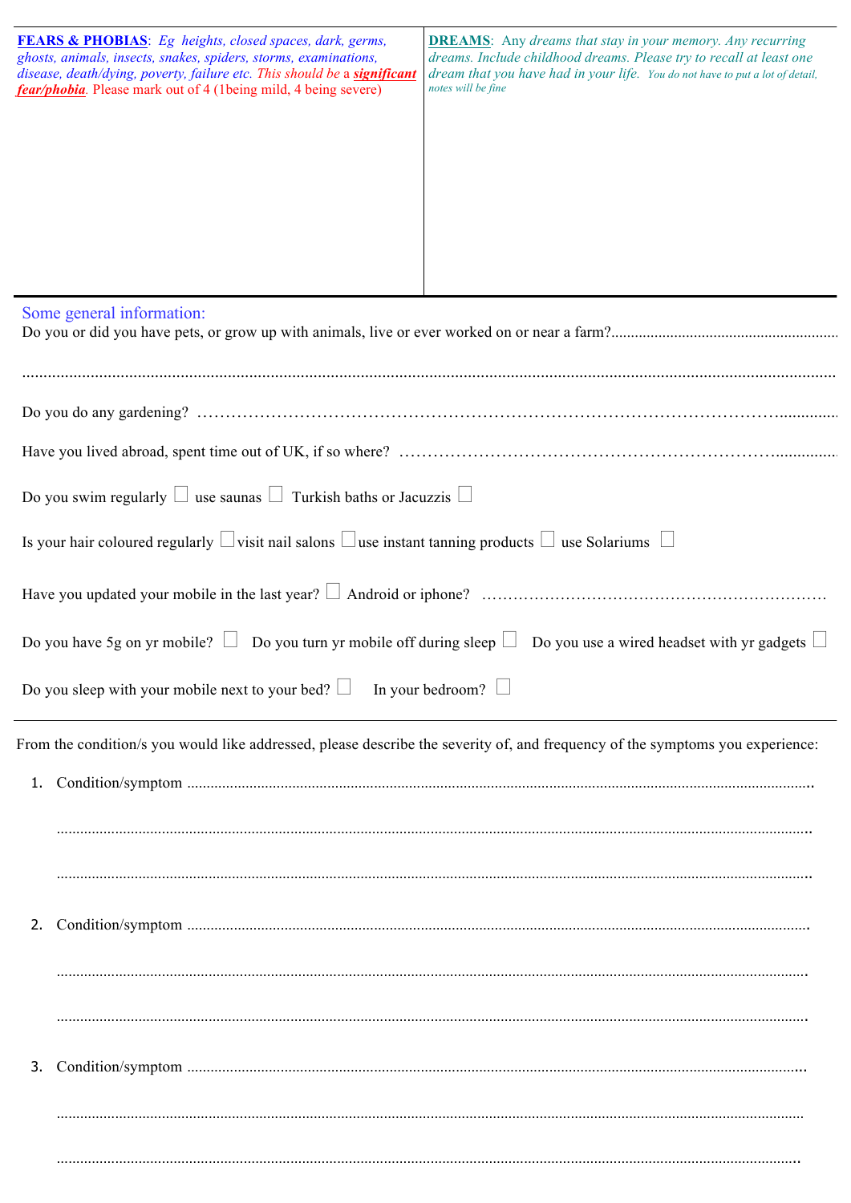| **FEARS & PHOBIAS**: *Eg heights, closed spaces, dark, germs, ghosts, animals, insects, snakes, spiders, storms, examinations, disease, death/dying, poverty, failure etc. This should be* a ***significant fear/phobia***. Please mark out of 4 (1being mild, 4 being severe) | **DREAMS**: Any *dreams that stay in your memory. Any recurring dreams. Include childhood dreams. Please try to recall at least one dream that you have had in your life. You do not have to put a lot of detail, notes will be fine* |
| --- | --- |
| | |

Some general information:

Do you or did you have pets, or grow up with animals, live or ever worked on or near a farm?..........................................................

.......................................................................................................................................................................

Do you do any gardening? ..........................................................................................................

Have you lived abroad, spent time out of UK, if so where? ..............................................................

Do you swim regularly ☐ use saunas ☐ Turkish baths or Jacuzzis ☐

Is your hair coloured regularly ☐ visit nail salons ☐ use instant tanning products ☐ use Solariums ☐

Have you updated your mobile in the last year? ☐ Android or iphone? ...........................................................

Do you have 5g on yr mobile? ☐ Do you turn yr mobile off during sleep ☐ Do you use a wired headset with yr gadgets ☐

Do you sleep with your mobile next to your bed? ☐ In your bedroom? ☐

---

From the condition/s you would like addressed, please describe the severity of, and frequency of the symptoms you experience:

1. Condition/symptom ..........................................................................................................................

   ..........................................................................................................................................

   ..........................................................................................................................................

2. Condition/symptom ..........................................................................................................................

   ..........................................................................................................................................

   ..........................................................................................................................................

3. Condition/symptom ..........................................................................................................................

   ..........................................................................................................................................

   ..........................................................................................................................................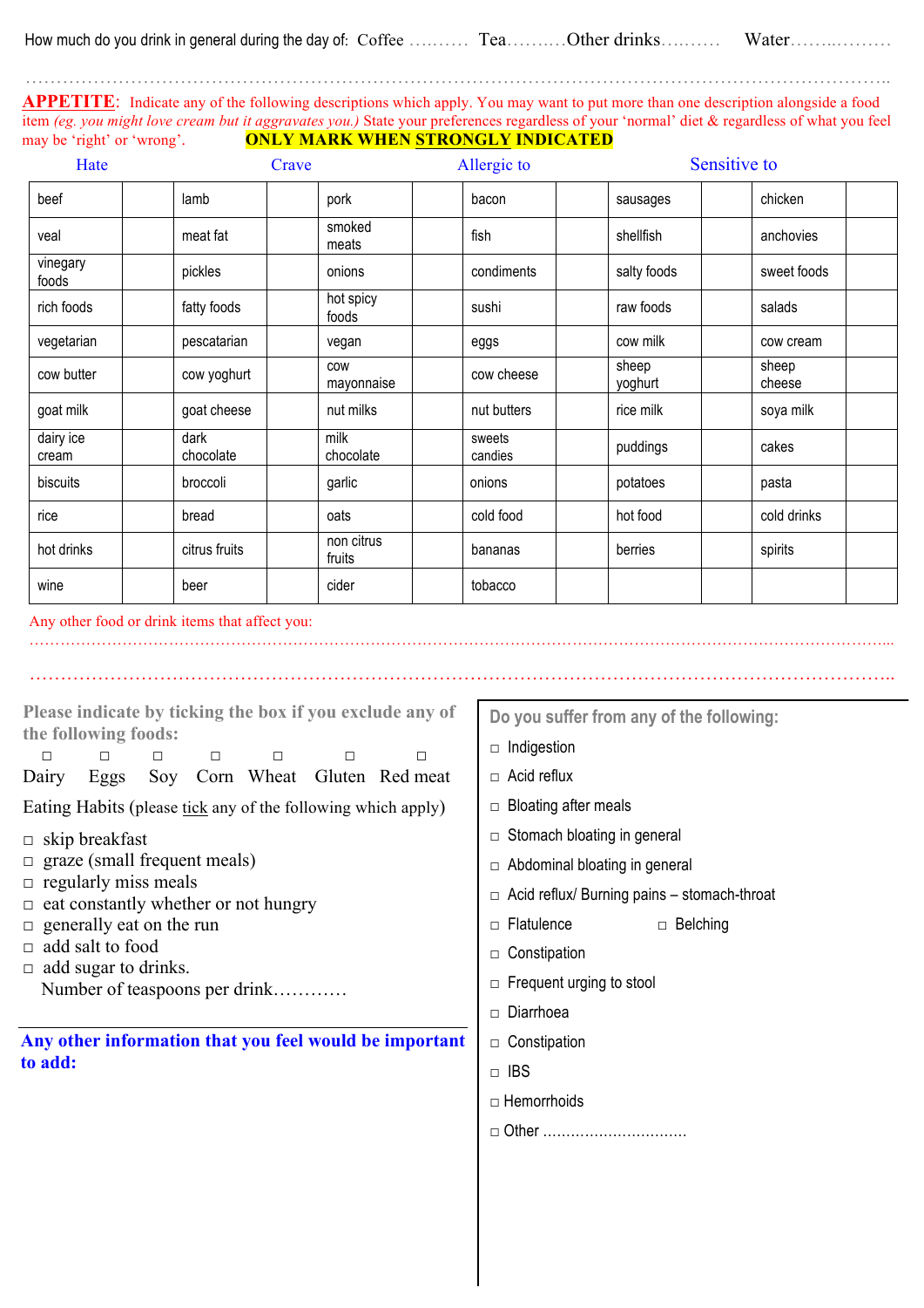How much do you drink in general during the day of: Coffee ……… Tea……….Other drinks………. Water………..………

…………………………………………………………………………………………………………………………………………..

**APPETITE**: Indicate any of the following descriptions which apply. You may want to put more than one description alongside a food item *(eg. you might love cream but it aggravates you.)* State your preferences regardless of your 'normal' diet & regardless of what you feel may be 'right' or 'wrong'. **ONLY MARK WHEN STRONGLY INDICATED**

Hate Crave Allergic to Sensitive to

| | | | | | | | | | | | |
|---|---|---|---|---|---|---|---|---|---|---|---|
| beef | | lamb | | pork | | bacon | | sausages | | chicken | |
| veal | | meat fat | | smoked meats | | fish | | shellfish | | anchovies | |
| vinegary foods | | pickles | | onions | | condiments | | salty foods | | sweet foods | |
| rich foods | | fatty foods | | hot spicy foods | | sushi | | raw foods | | salads | |
| vegetarian | | pescatarian | | vegan | | eggs | | cow milk | | cow cream | |
| cow butter | | cow yoghurt | | cow mayonnaise | | cow cheese | | sheep yoghurt | | sheep cheese | |
| goat milk | | goat cheese | | nut milks | | nut butters | | rice milk | | soya milk | |
| dairy ice cream | | dark chocolate | | milk chocolate | | sweets candies | | puddings | | cakes | |
| biscuits | | broccoli | | garlic | | onions | | potatoes | | pasta | |
| rice | | bread | | oats | | cold food | | hot food | | cold drinks | |
| hot drinks | | citrus fruits | | non citrus fruits | | bananas | | berries | | spirits | |
| wine | | beer | | cider | | tobacco | | | | | |

Any other food or drink items that affect you:

……………………………………………………………………………………………………………………………………………...

……………………………………………………………………………………………………………………………………………..

**Please indicate by ticking the box if you exclude any of the following foods:**

☐ Dairy ☐ Eggs ☐ Soy ☐ Corn ☐ Wheat ☐ Gluten ☐ Red meat

Eating Habits (please tick any of the following which apply)

- ☐ skip breakfast
- ☐ graze (small frequent meals)
- ☐ regularly miss meals
- ☐ eat constantly whether or not hungry
- ☐ generally eat on the run
- ☐ add salt to food
- ☐ add sugar to drinks.

  Number of teaspoons per drink…………

**Any other information that you feel would be important to add:**

**Do you suffer from any of the following:**

- ☐ Indigestion
- ☐ Acid reflux
- ☐ Bloating after meals
- ☐ Stomach bloating in general
- ☐ Abdominal bloating in general
- ☐ Acid reflux/ Burning pains – stomach-throat
- ☐ Flatulence ☐ Belching
- ☐ Constipation
- ☐ Frequent urging to stool
- ☐ Diarrhoea
- ☐ Constipation
- ☐ IBS
- ☐ Hemorrhoids
- ☐ Other ...............................